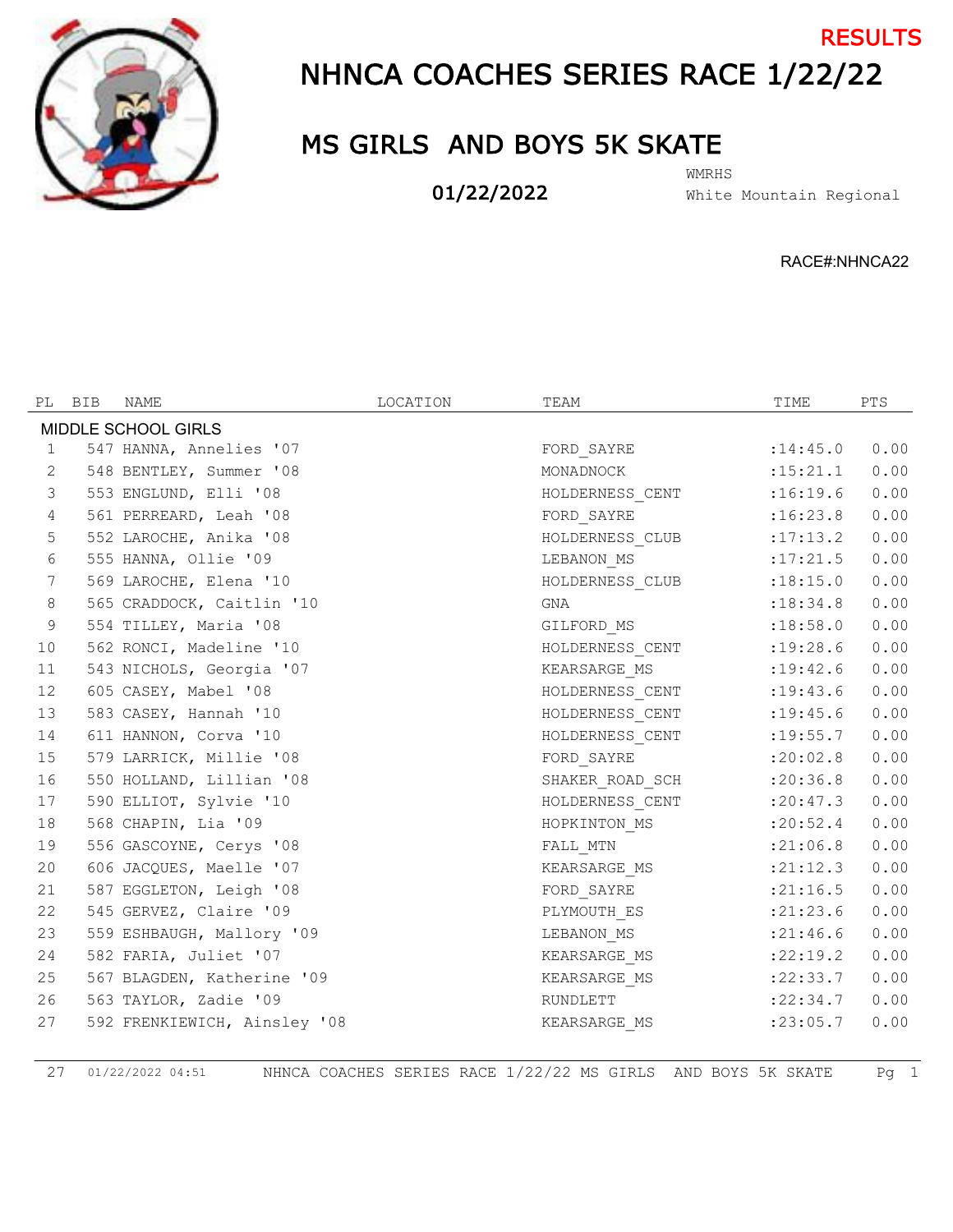RESULTS

# NHNCA COACHES SERIES RACE 1/22/22

## MS GIRLS AND BOYS 5K SKATE

01/22/2022

WMRHS
White Mountain Regional

RACE#:NHNCA22

| PL | BIB | NAME | LOCATION | TEAM | TIME | PTS |
|---|---|---|---|---|---|---|
| MIDDLE SCHOOL GIRLS | | | | | | |
| 1 | 547 | HANNA, Annelies '07 | | FORD_SAYRE | :14:45.0 | 0.00 |
| 2 | 548 | BENTLEY, Summer '08 | | MONADNOCK | :15:21.1 | 0.00 |
| 3 | 553 | ENGLUND, Elli '08 | | HOLDERNESS_CENT | :16:19.6 | 0.00 |
| 4 | 561 | PERREARD, Leah '08 | | FORD_SAYRE | :16:23.8 | 0.00 |
| 5 | 552 | LAROCHE, Anika '08 | | HOLDERNESS_CLUB | :17:13.2 | 0.00 |
| 6 | 555 | HANNA, Ollie '09 | | LEBANON_MS | :17:21.5 | 0.00 |
| 7 | 569 | LAROCHE, Elena '10 | | HOLDERNESS_CLUB | :18:15.0 | 0.00 |
| 8 | 565 | CRADDOCK, Caitlin '10 | | GNA | :18:34.8 | 0.00 |
| 9 | 554 | TILLEY, Maria '08 | | GILFORD_MS | :18:58.0 | 0.00 |
| 10 | 562 | RONCI, Madeline '10 | | HOLDERNESS_CENT | :19:28.6 | 0.00 |
| 11 | 543 | NICHOLS, Georgia '07 | | KEARSARGE_MS | :19:42.6 | 0.00 |
| 12 | 605 | CASEY, Mabel '08 | | HOLDERNESS_CENT | :19:43.6 | 0.00 |
| 13 | 583 | CASEY, Hannah '10 | | HOLDERNESS_CENT | :19:45.6 | 0.00 |
| 14 | 611 | HANNON, Corva '10 | | HOLDERNESS_CENT | :19:55.7 | 0.00 |
| 15 | 579 | LARRICK, Millie '08 | | FORD_SAYRE | :20:02.8 | 0.00 |
| 16 | 550 | HOLLAND, Lillian '08 | | SHAKER_ROAD_SCH | :20:36.8 | 0.00 |
| 17 | 590 | ELLIOT, Sylvie '10 | | HOLDERNESS_CENT | :20:47.3 | 0.00 |
| 18 | 568 | CHAPIN, Lia '09 | | HOPKINTON_MS | :20:52.4 | 0.00 |
| 19 | 556 | GASCOYNE, Cerys '08 | | FALL_MTN | :21:06.8 | 0.00 |
| 20 | 606 | JACQUES, Maelle '07 | | KEARSARGE_MS | :21:12.3 | 0.00 |
| 21 | 587 | EGGLETON, Leigh '08 | | FORD_SAYRE | :21:16.5 | 0.00 |
| 22 | 545 | GERVEZ, Claire '09 | | PLYMOUTH_ES | :21:23.6 | 0.00 |
| 23 | 559 | ESHBAUGH, Mallory '09 | | LEBANON_MS | :21:46.6 | 0.00 |
| 24 | 582 | FARIA, Juliet '07 | | KEARSARGE_MS | :22:19.2 | 0.00 |
| 25 | 567 | BLAGDEN, Katherine '09 | | KEARSARGE_MS | :22:33.7 | 0.00 |
| 26 | 563 | TAYLOR, Zadie '09 | | RUNDLETT | :22:34.7 | 0.00 |
| 27 | 592 | FRENKIEWICH, Ainsley '08 | | KEARSARGE_MS | :23:05.7 | 0.00 |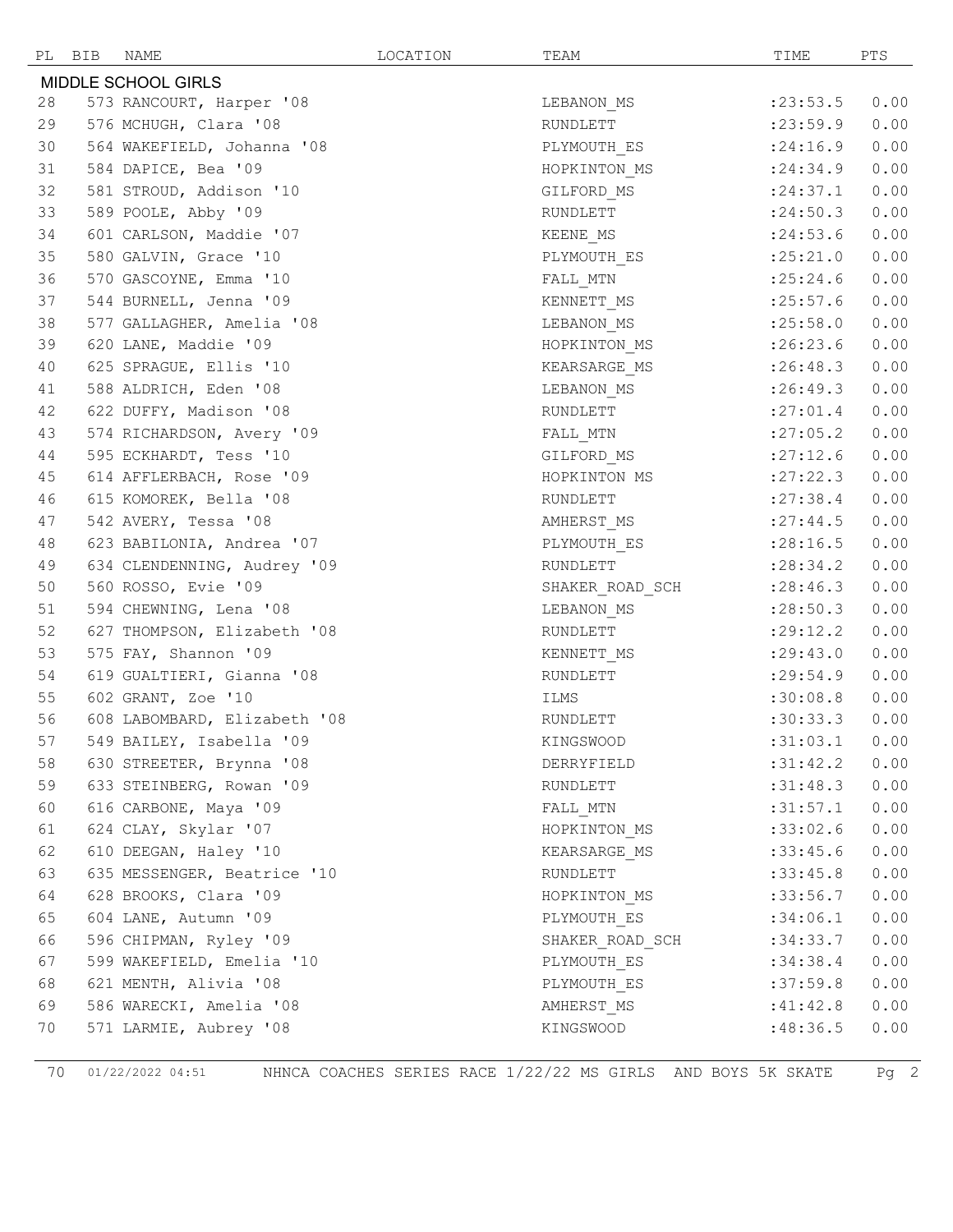| PL | BIB | NAME | LOCATION | TEAM | TIME | PTS |
|---|---|---|---|---|---|---|
| **MIDDLE SCHOOL GIRLS** | | | | | | |
| 28 | 573 | RANCOURT, Harper '08 | | LEBANON_MS | :23:53.5 | 0.00 |
| 29 | 576 | MCHUGH, Clara '08 | | RUNDLETT | :23:59.9 | 0.00 |
| 30 | 564 | WAKEFIELD, Johanna '08 | | PLYMOUTH_ES | :24:16.9 | 0.00 |
| 31 | 584 | DAPICE, Bea '09 | | HOPKINTON_MS | :24:34.9 | 0.00 |
| 32 | 581 | STROUD, Addison '10 | | GILFORD_MS | :24:37.1 | 0.00 |
| 33 | 589 | POOLE, Abby '09 | | RUNDLETT | :24:50.3 | 0.00 |
| 34 | 601 | CARLSON, Maddie '07 | | KEENE_MS | :24:53.6 | 0.00 |
| 35 | 580 | GALVIN, Grace '10 | | PLYMOUTH_ES | :25:21.0 | 0.00 |
| 36 | 570 | GASCOYNE, Emma '10 | | FALL_MTN | :25:24.6 | 0.00 |
| 37 | 544 | BURNELL, Jenna '09 | | KENNETT_MS | :25:57.6 | 0.00 |
| 38 | 577 | GALLAGHER, Amelia '08 | | LEBANON_MS | :25:58.0 | 0.00 |
| 39 | 620 | LANE, Maddie '09 | | HOPKINTON_MS | :26:23.6 | 0.00 |
| 40 | 625 | SPRAGUE, Ellis '10 | | KEARSARGE_MS | :26:48.3 | 0.00 |
| 41 | 588 | ALDRICH, Eden '08 | | LEBANON_MS | :26:49.3 | 0.00 |
| 42 | 622 | DUFFY, Madison '08 | | RUNDLETT | :27:01.4 | 0.00 |
| 43 | 574 | RICHARDSON, Avery '09 | | FALL_MTN | :27:05.2 | 0.00 |
| 44 | 595 | ECKHARDT, Tess '10 | | GILFORD_MS | :27:12.6 | 0.00 |
| 45 | 614 | AFFLERBACH, Rose '09 | | HOPKINTON_MS | :27:22.3 | 0.00 |
| 46 | 615 | KOMOREK, Bella '08 | | RUNDLETT | :27:38.4 | 0.00 |
| 47 | 542 | AVERY, Tessa '08 | | AMHERST_MS | :27:44.5 | 0.00 |
| 48 | 623 | BABILONIA, Andrea '07 | | PLYMOUTH_ES | :28:16.5 | 0.00 |
| 49 | 634 | CLENDENNING, Audrey '09 | | RUNDLETT | :28:34.2 | 0.00 |
| 50 | 560 | ROSSO, Evie '09 | | SHAKER_ROAD_SCH | :28:46.3 | 0.00 |
| 51 | 594 | CHEWNING, Lena '08 | | LEBANON_MS | :28:50.3 | 0.00 |
| 52 | 627 | THOMPSON, Elizabeth '08 | | RUNDLETT | :29:12.2 | 0.00 |
| 53 | 575 | FAY, Shannon '09 | | KENNETT_MS | :29:43.0 | 0.00 |
| 54 | 619 | GUALTIERI, Gianna '08 | | RUNDLETT | :29:54.9 | 0.00 |
| 55 | 602 | GRANT, Zoe '10 | | ILMS | :30:08.8 | 0.00 |
| 56 | 608 | LABOMBARD, Elizabeth '08 | | RUNDLETT | :30:33.3 | 0.00 |
| 57 | 549 | BAILEY, Isabella '09 | | KINGSWOOD | :31:03.1 | 0.00 |
| 58 | 630 | STREETER, Brynna '08 | | DERRYFIELD | :31:42.2 | 0.00 |
| 59 | 633 | STEINBERG, Rowan '09 | | RUNDLETT | :31:48.3 | 0.00 |
| 60 | 616 | CARBONE, Maya '09 | | FALL_MTN | :31:57.1 | 0.00 |
| 61 | 624 | CLAY, Skylar '07 | | HOPKINTON_MS | :33:02.6 | 0.00 |
| 62 | 610 | DEEGAN, Haley '10 | | KEARSARGE_MS | :33:45.6 | 0.00 |
| 63 | 635 | MESSENGER, Beatrice '10 | | RUNDLETT | :33:45.8 | 0.00 |
| 64 | 628 | BROOKS, Clara '09 | | HOPKINTON_MS | :33:56.7 | 0.00 |
| 65 | 604 | LANE, Autumn '09 | | PLYMOUTH_ES | :34:06.1 | 0.00 |
| 66 | 596 | CHIPMAN, Ryley '09 | | SHAKER_ROAD_SCH | :34:33.7 | 0.00 |
| 67 | 599 | WAKEFIELD, Emelia '10 | | PLYMOUTH_ES | :34:38.4 | 0.00 |
| 68 | 621 | MENTH, Alivia '08 | | PLYMOUTH_ES | :37:59.8 | 0.00 |
| 69 | 586 | WARECKI, Amelia '08 | | AMHERST_MS | :41:42.8 | 0.00 |
| 70 | 571 | LARMIE, Aubrey '08 | | KINGSWOOD | :48:36.5 | 0.00 |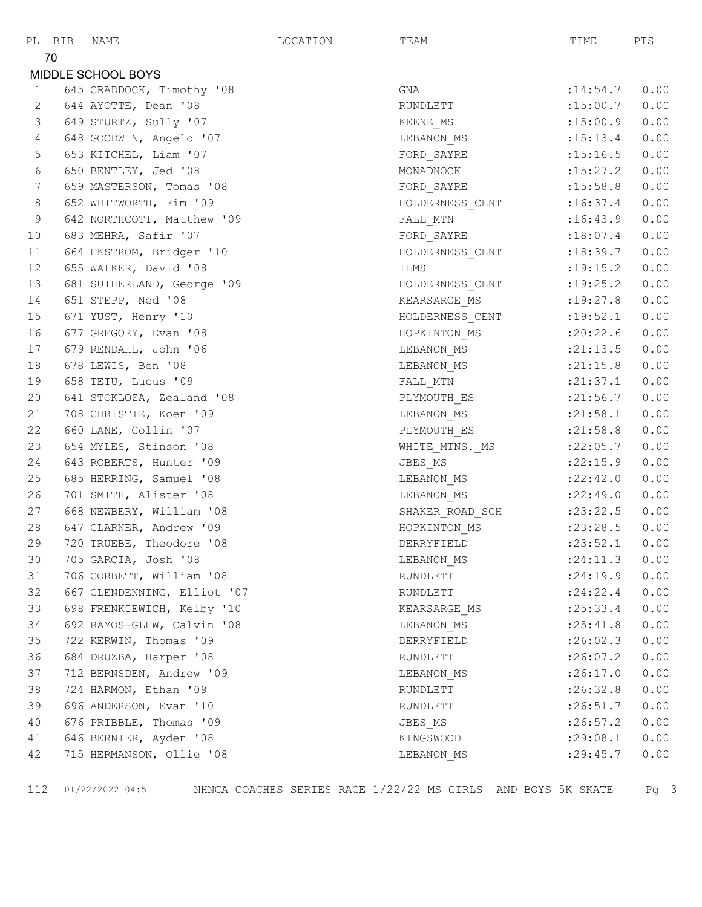| PL | BIB | NAME | LOCATION | TEAM | TIME | PTS |
|---|---|---|---|---|---|---|
| 70 | | | | | | |
| MIDDLE SCHOOL BOYS | | | | | | |
| 1 | 645 | CRADDOCK, Timothy '08 | | GNA | :14:54.7 | 0.00 |
| 2 | 644 | AYOTTE, Dean '08 | | RUNDLETT | :15:00.7 | 0.00 |
| 3 | 649 | STURTZ, Sully '07 | | KEENE_MS | :15:00.9 | 0.00 |
| 4 | 648 | GOODWIN, Angelo '07 | | LEBANON_MS | :15:13.4 | 0.00 |
| 5 | 653 | KITCHEL, Liam '07 | | FORD_SAYRE | :15:16.5 | 0.00 |
| 6 | 650 | BENTLEY, Jed '08 | | MONADNOCK | :15:27.2 | 0.00 |
| 7 | 659 | MASTERSON, Tomas '08 | | FORD_SAYRE | :15:58.8 | 0.00 |
| 8 | 652 | WHITWORTH, Fim '09 | | HOLDERNESS_CENT | :16:37.4 | 0.00 |
| 9 | 642 | NORTHCOTT, Matthew '09 | | FALL_MTN | :16:43.9 | 0.00 |
| 10 | 683 | MEHRA, Safir '07 | | FORD_SAYRE | :18:07.4 | 0.00 |
| 11 | 664 | EKSTROM, Bridger '10 | | HOLDERNESS_CENT | :18:39.7 | 0.00 |
| 12 | 655 | WALKER, David '08 | | ILMS | :19:15.2 | 0.00 |
| 13 | 681 | SUTHERLAND, George '09 | | HOLDERNESS_CENT | :19:25.2 | 0.00 |
| 14 | 651 | STEPP, Ned '08 | | KEARSARGE_MS | :19:27.8 | 0.00 |
| 15 | 671 | YUST, Henry '10 | | HOLDERNESS_CENT | :19:52.1 | 0.00 |
| 16 | 677 | GREGORY, Evan '08 | | HOPKINTON_MS | :20:22.6 | 0.00 |
| 17 | 679 | RENDAHL, John '06 | | LEBANON_MS | :21:13.5 | 0.00 |
| 18 | 678 | LEWIS, Ben '08 | | LEBANON_MS | :21:15.8 | 0.00 |
| 19 | 658 | TETU, Lucus '09 | | FALL_MTN | :21:37.1 | 0.00 |
| 20 | 641 | STOKLOZA, Zealand '08 | | PLYMOUTH_ES | :21:56.7 | 0.00 |
| 21 | 708 | CHRISTIE, Koen '09 | | LEBANON_MS | :21:58.1 | 0.00 |
| 22 | 660 | LANE, Collin '07 | | PLYMOUTH_ES | :21:58.8 | 0.00 |
| 23 | 654 | MYLES, Stinson '08 | | WHITE_MTNS._MS | :22:05.7 | 0.00 |
| 24 | 643 | ROBERTS, Hunter '09 | | JBES_MS | :22:15.9 | 0.00 |
| 25 | 685 | HERRING, Samuel '08 | | LEBANON_MS | :22:42.0 | 0.00 |
| 26 | 701 | SMITH, Alister '08 | | LEBANON_MS | :22:49.0 | 0.00 |
| 27 | 668 | NEWBERY, William '08 | | SHAKER_ROAD_SCH | :23:22.5 | 0.00 |
| 28 | 647 | CLARNER, Andrew '09 | | HOPKINTON_MS | :23:28.5 | 0.00 |
| 29 | 720 | TRUEBE, Theodore '08 | | DERRYFIELD | :23:52.1 | 0.00 |
| 30 | 705 | GARCIA, Josh '08 | | LEBANON_MS | :24:11.3 | 0.00 |
| 31 | 706 | CORBETT, William '08 | | RUNDLETT | :24:19.9 | 0.00 |
| 32 | 667 | CLENDENNING, Elliot '07 | | RUNDLETT | :24:22.4 | 0.00 |
| 33 | 698 | FRENKIEWICH, Kelby '10 | | KEARSARGE_MS | :25:33.4 | 0.00 |
| 34 | 692 | RAMOS-GLEW, Calvin '08 | | LEBANON_MS | :25:41.8 | 0.00 |
| 35 | 722 | KERWIN, Thomas '09 | | DERRYFIELD | :26:02.3 | 0.00 |
| 36 | 684 | DRUZBA, Harper '08 | | RUNDLETT | :26:07.2 | 0.00 |
| 37 | 712 | BERNSDEN, Andrew '09 | | LEBANON_MS | :26:17.0 | 0.00 |
| 38 | 724 | HARMON, Ethan '09 | | RUNDLETT | :26:32.8 | 0.00 |
| 39 | 696 | ANDERSON, Evan '10 | | RUNDLETT | :26:51.7 | 0.00 |
| 40 | 676 | PRIBBLE, Thomas '09 | | JBES_MS | :26:57.2 | 0.00 |
| 41 | 646 | BERNIER, Ayden '08 | | KINGSWOOD | :29:08.1 | 0.00 |
| 42 | 715 | HERMANSON, Ollie '08 | | LEBANON_MS | :29:45.7 | 0.00 |

112 01/22/2022 04:51 NHNCA COACHES SERIES RACE 1/22/22 MS GIRLS AND BOYS 5K SKATE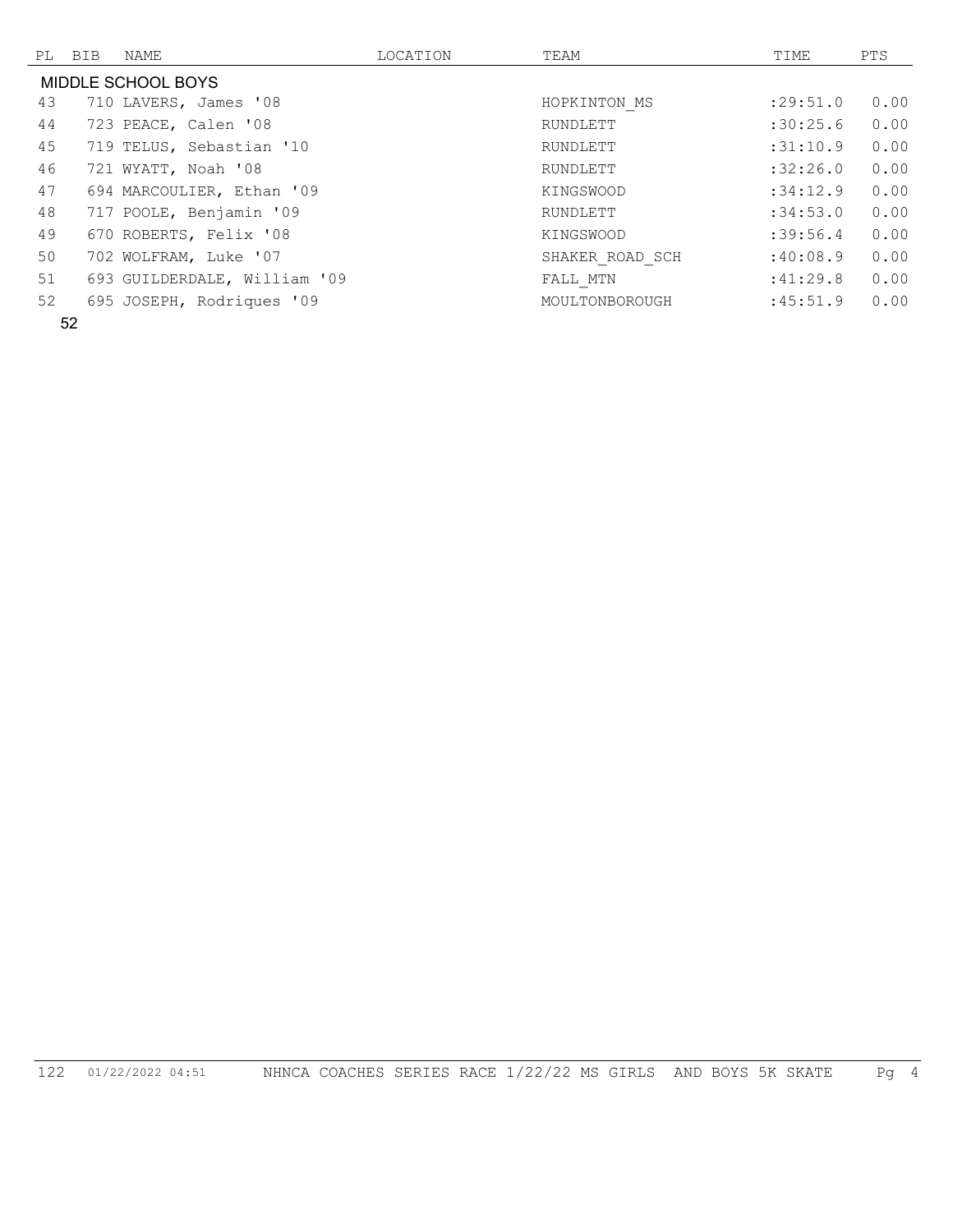| PL | BIB | NAME | LOCATION | TEAM | TIME | PTS |
|---|---|---|---|---|---|---|
| MIDDLE SCHOOL BOYS | | | | | | |
| 43 | 710 | LAVERS, James '08 | | HOPKINTON_MS | :29:51.0 | 0.00 |
| 44 | 723 | PEACE, Calen '08 | | RUNDLETT | :30:25.6 | 0.00 |
| 45 | 719 | TELUS, Sebastian '10 | | RUNDLETT | :31:10.9 | 0.00 |
| 46 | 721 | WYATT, Noah '08 | | RUNDLETT | :32:26.0 | 0.00 |
| 47 | 694 | MARCOULIER, Ethan '09 | | KINGSWOOD | :34:12.9 | 0.00 |
| 48 | 717 | POOLE, Benjamin '09 | | RUNDLETT | :34:53.0 | 0.00 |
| 49 | 670 | ROBERTS, Felix '08 | | KINGSWOOD | :39:56.4 | 0.00 |
| 50 | 702 | WOLFRAM, Luke '07 | | SHAKER_ROAD_SCH | :40:08.9 | 0.00 |
| 51 | 693 | GUILDERDALE, William '09 | | FALL_MTN | :41:29.8 | 0.00 |
| 52 | 695 | JOSEPH, Rodriques '09 | | MOULTONBOROUGH | :45:51.9 | 0.00 |

52

122 01/22/2022 04:51 NHNCA COACHES SERIES RACE 1/22/22 MS GIRLS AND BOYS 5K SKATE